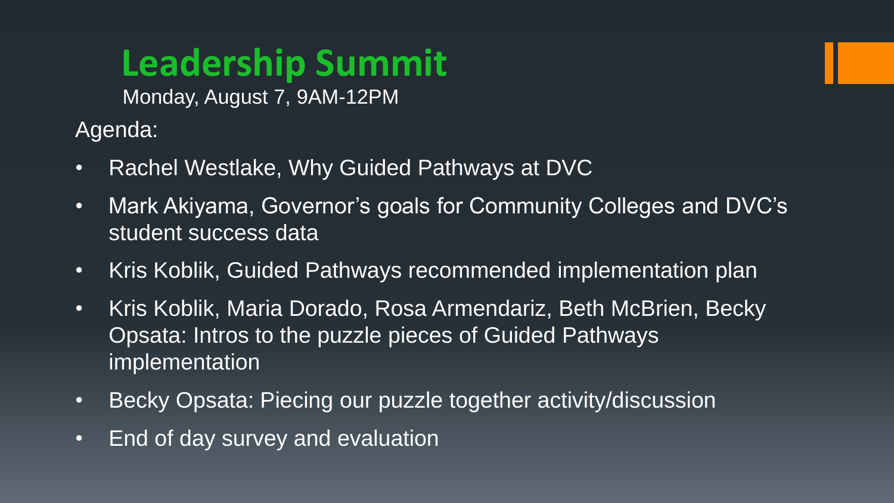# Leadership Summit

Monday, August 7, 9AM-12PM

Agenda:

- Rachel Westlake, Why Guided Pathways at DVC
- Mark Akiyama, Governor's goals for Community Colleges and DVC's student success data
- Kris Koblik, Guided Pathways recommended implementation plan
- Kris Koblik, Maria Dorado, Rosa Armendariz, Beth McBrien, Becky Opsata: Intros to the puzzle pieces of Guided Pathways implementation
- Becky Opsata: Piecing our puzzle together activity/discussion
- End of day survey and evaluation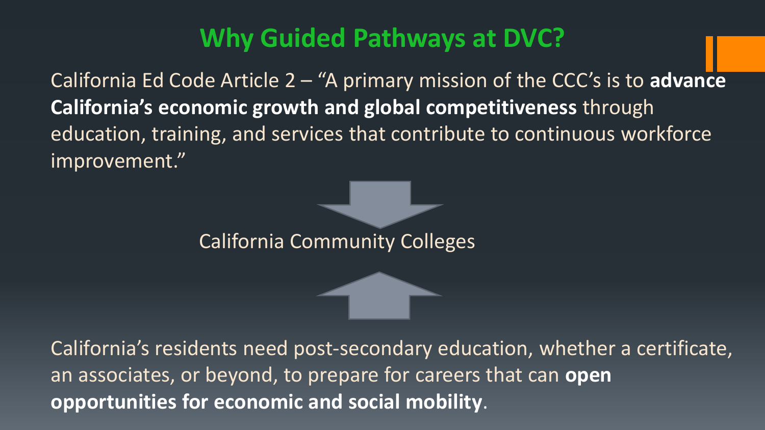# Why Guided Pathways at DVC?

California Ed Code Article 2 – "A primary mission of the CCC's is to **advance California's economic growth and global competitiveness** through education, training, and services that contribute to continuous workforce improvement."

California Community Colleges

California's residents need post-secondary education, whether a certificate, an associates, or beyond, to prepare for careers that can **open opportunities for economic and social mobility**.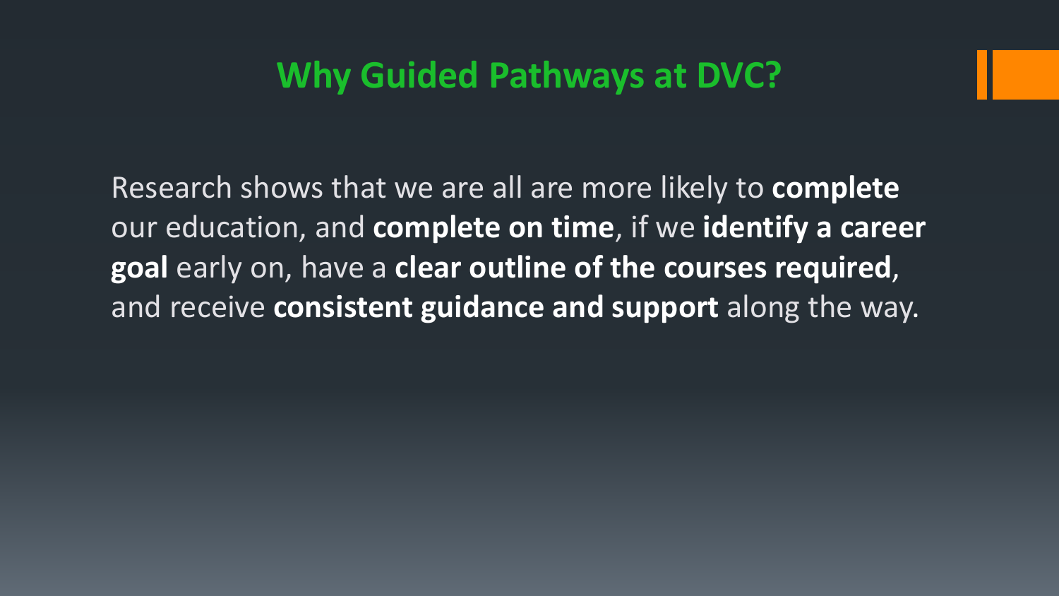## Why Guided Pathways at DVC?

Research shows that we are all are more likely to **complete** our education, and **complete on time**, if we **identify a career goal** early on, have a **clear outline of the courses required**, and receive **consistent guidance and support** along the way.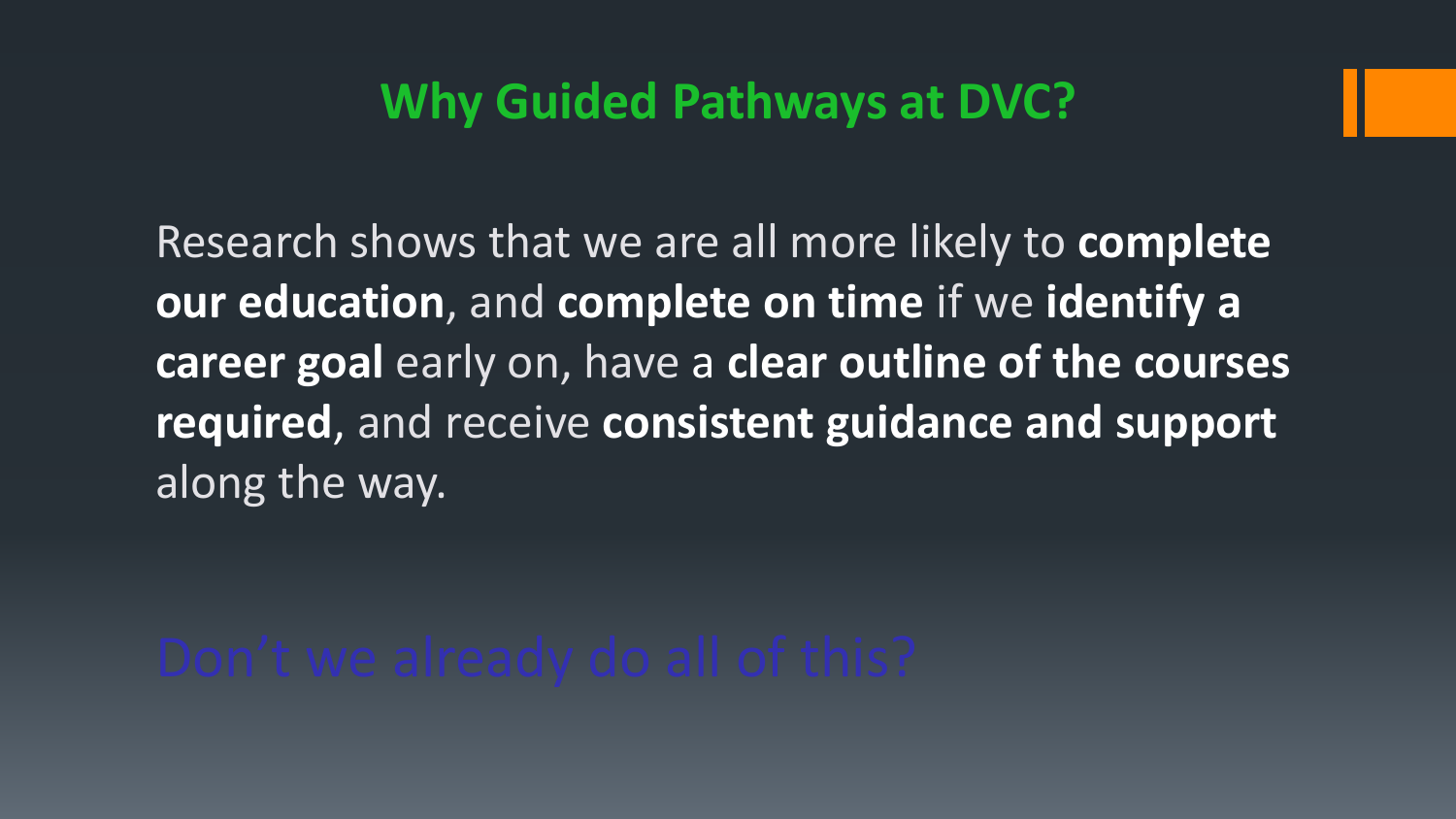## Why Guided Pathways at DVC?

Research shows that we are all more likely to **complete our education**, and **complete on time** if we **identify a career goal** early on, have a **clear outline of the courses required**, and receive **consistent guidance and support** along the way.

Don’t we already do all of this?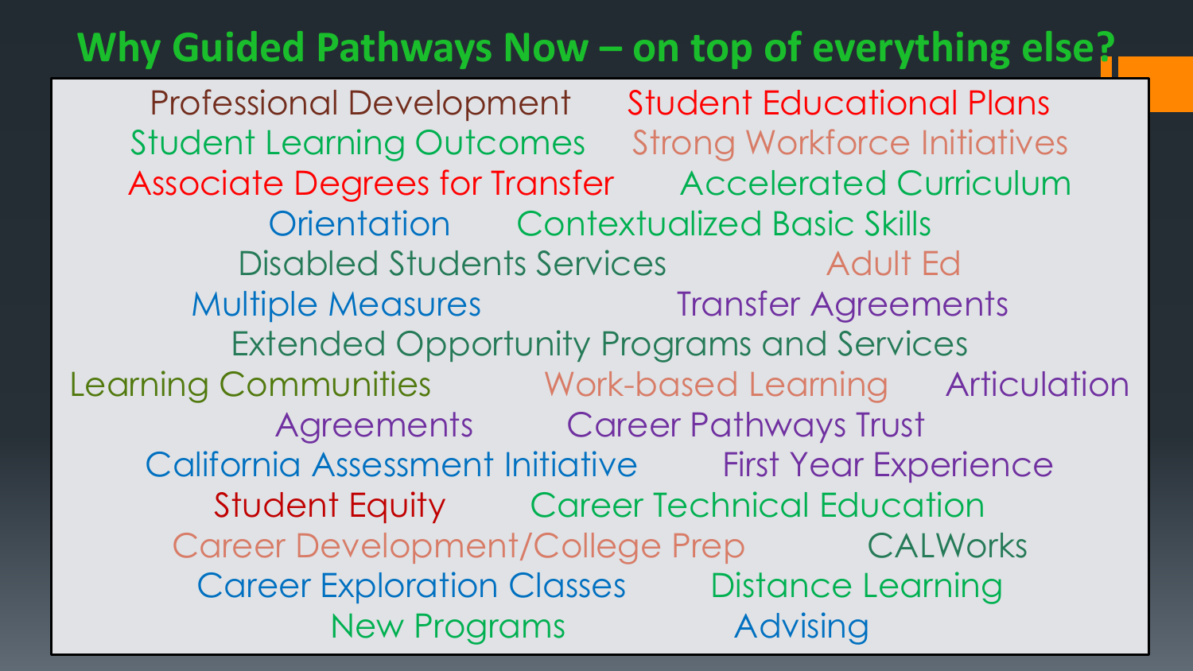# Why Guided Pathways Now – on top of everything else?

Professional Development Student Educational Plans
Student Learning Outcomes Strong Workforce Initiatives
Associate Degrees for Transfer Accelerated Curriculum
Orientation Contextualized Basic Skills
Disabled Students Services Adult Ed
Multiple Measures Transfer Agreements
Extended Opportunity Programs and Services
Learning Communities Work-based Learning Articulation
Agreements Career Pathways Trust
California Assessment Initiative First Year Experience
Student Equity Career Technical Education
Career Development/College Prep CALWorks
Career Exploration Classes Distance Learning
New Programs Advising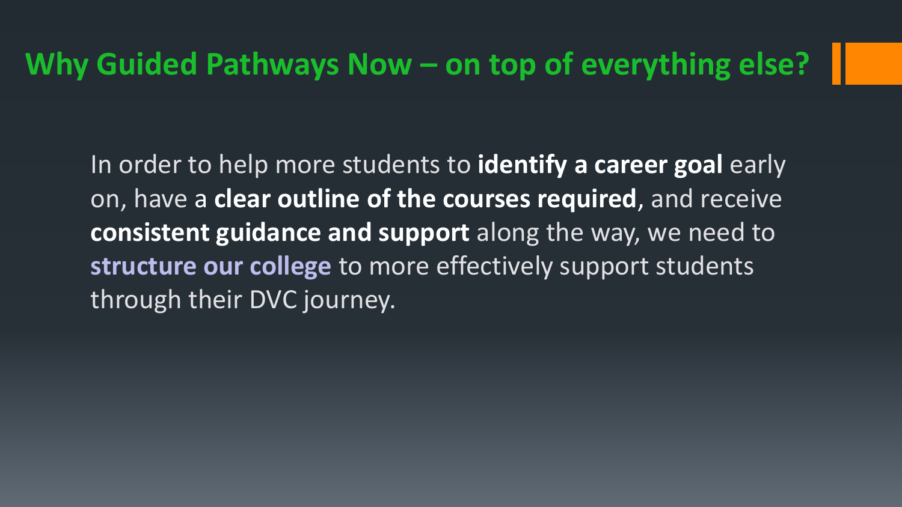## Why Guided Pathways Now – on top of everything else?

In order to help more students to **identify a career goal** early on, have a **clear outline of the courses required**, and receive **consistent guidance and support** along the way, we need to **structure our college** to more effectively support students through their DVC journey.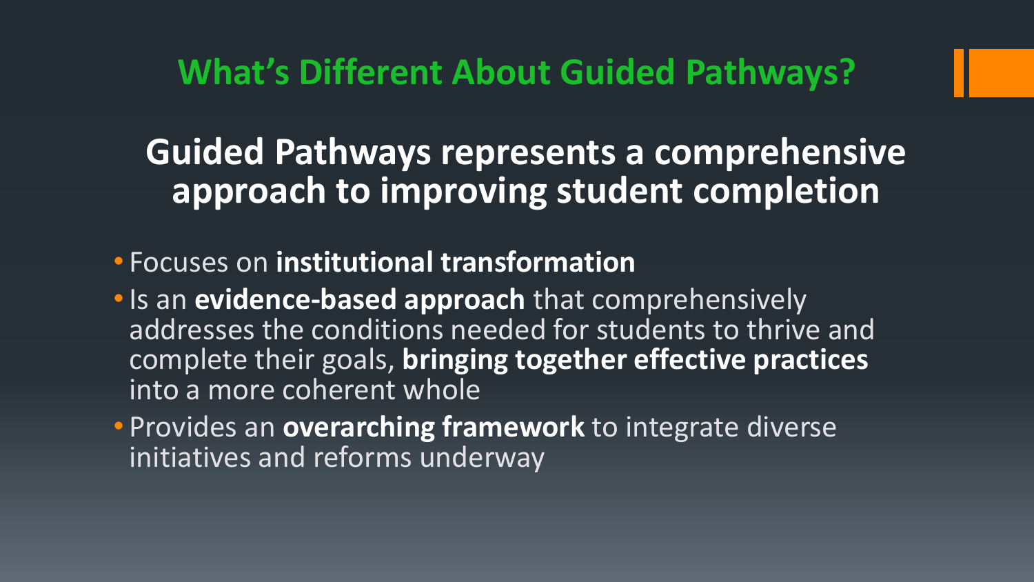# What's Different About Guided Pathways?

## Guided Pathways represents a comprehensive approach to improving student completion

- Focuses on **institutional transformation**
- Is an **evidence-based approach** that comprehensively addresses the conditions needed for students to thrive and complete their goals, **bringing together effective practices** into a more coherent whole
- Provides an **overarching framework** to integrate diverse initiatives and reforms underway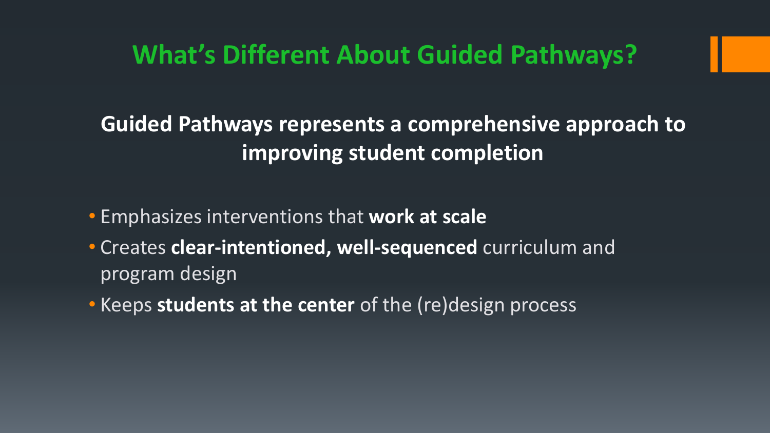# What's Different About Guided Pathways?

**Guided Pathways represents a comprehensive approach to improving student completion**

- Emphasizes interventions that **work at scale**
- Creates **clear-intentioned, well-sequenced** curriculum and program design
- Keeps **students at the center** of the (re)design process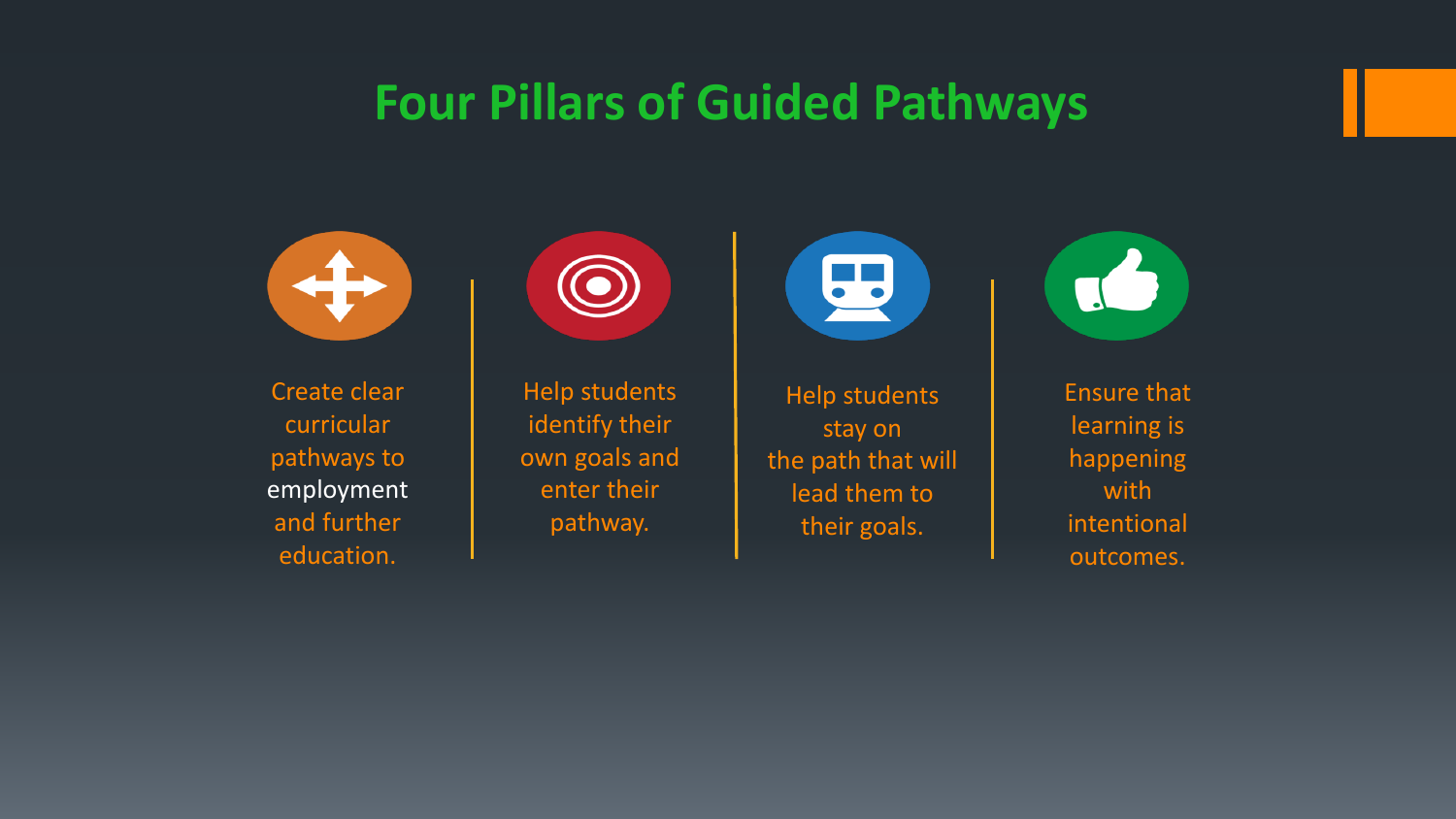# Four Pillars of Guided Pathways

- Create clear curricular pathways to employment and further education.
- Help students identify their own goals and enter their pathway.
- Help students stay on the path that will lead them to their goals.
- Ensure that learning is happening with intentional outcomes.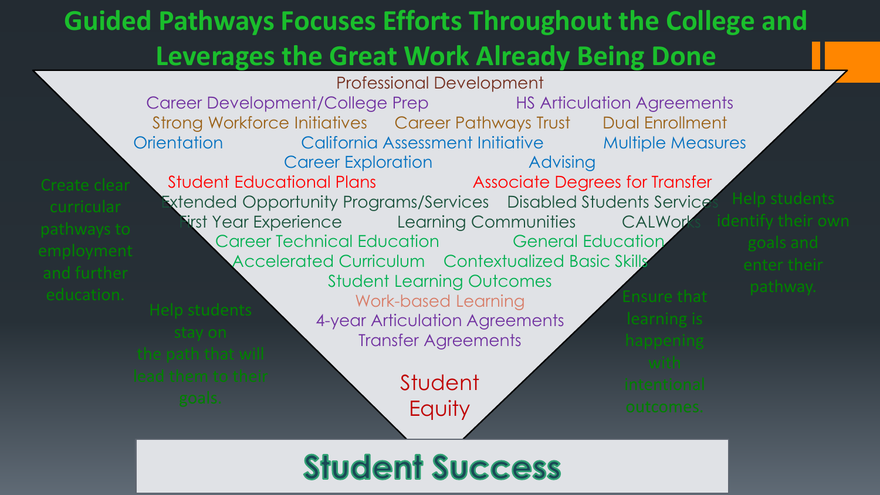# Guided Pathways Focuses Efforts Throughout the College and Leverages the Great Work Already Being Done

Professional Development

Career Development/College Prep | HS Articulation Agreements

Strong Workforce Initiatives | Career Pathways Trust | Dual Enrollment

Orientation | California Assessment Initiative | Multiple Measures

Career Exploration | Advising

Student Educational Plans | Associate Degrees for Transfer

Extended Opportunity Programs/Services | Disabled Students Services

First Year Experience | Learning Communities | CALWorks

Career Technical Education | General Education

Accelerated Curriculum | Contextualized Basic Skills

Student Learning Outcomes

Work-based Learning

4-year Articulation Agreements

Transfer Agreements

Student Equity

Create clear curricular pathways to employment and further education.

Help students stay on the path that will lead them to their goals.

Ensure that learning is happening with intentional outcomes.

Help students identify their own goals and enter their pathway.

**Student Success**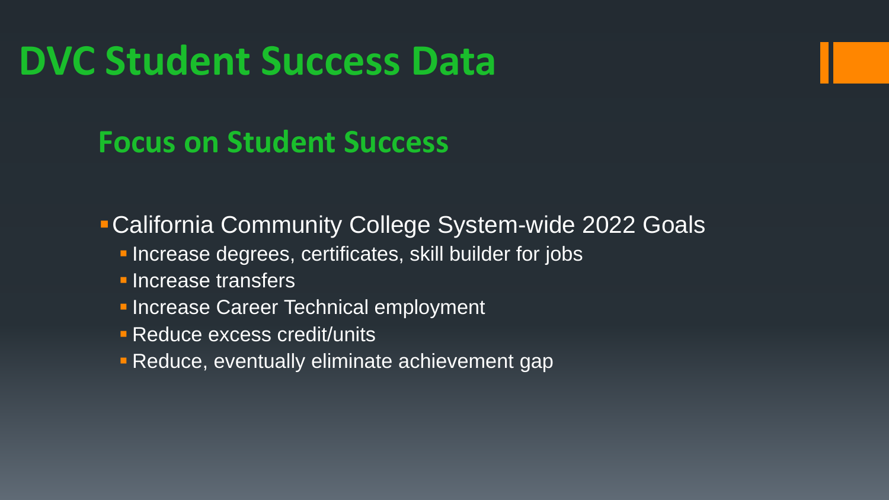# DVC Student Success Data

## Focus on Student Success

- California Community College System-wide 2022 Goals
  - Increase degrees, certificates, skill builder for jobs
  - Increase transfers
  - Increase Career Technical employment
  - Reduce excess credit/units
  - Reduce, eventually eliminate achievement gap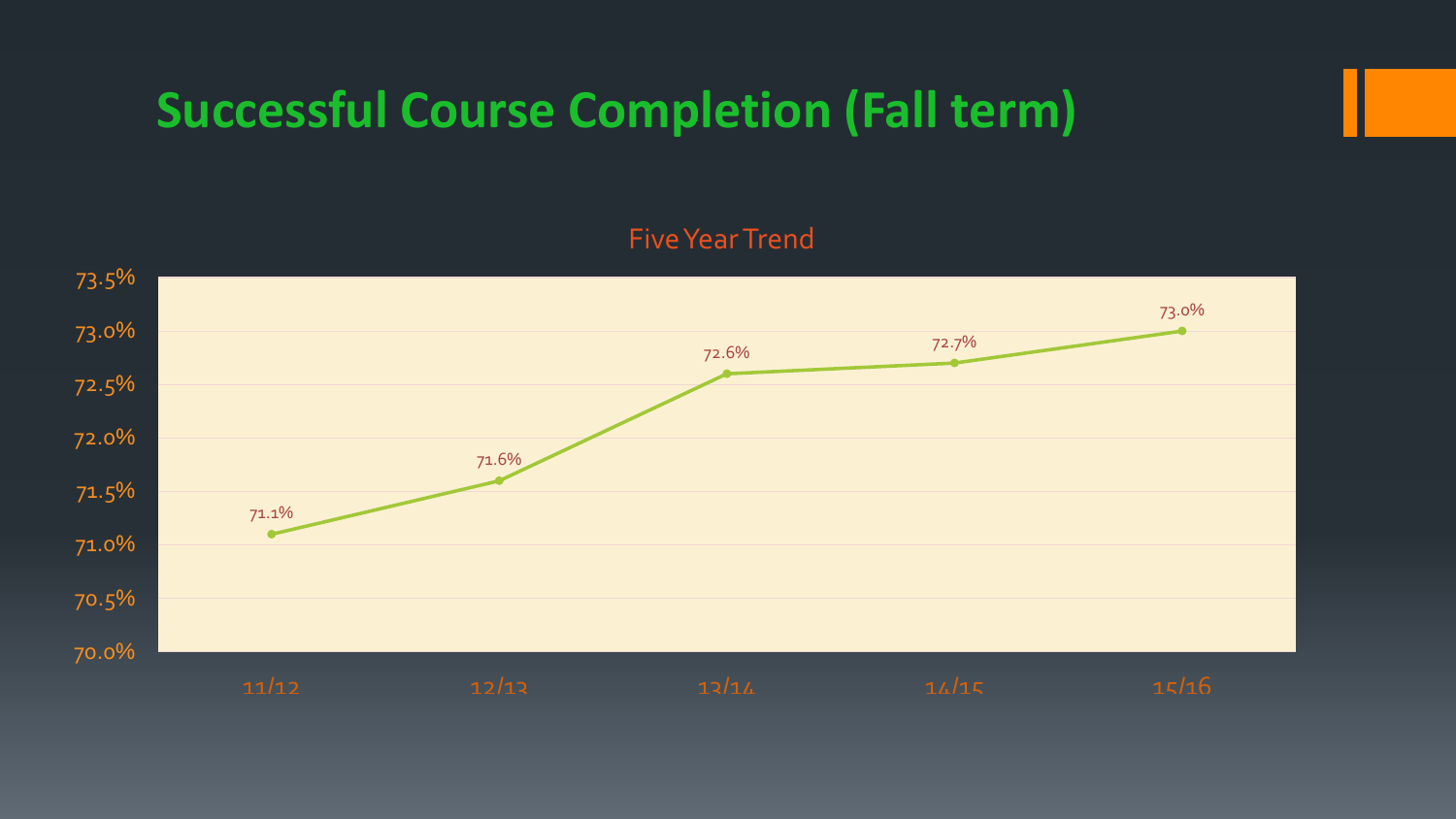# Successful Course Completion (Fall term)

Five Year Trend

| Year | Successful Course Completion |
| --- | --- |
| 11/12 | 71.1% |
| 12/13 | 71.6% |
| 13/14 | 72.6% |
| 14/15 | 72.7% |
| 15/16 | 73.0% |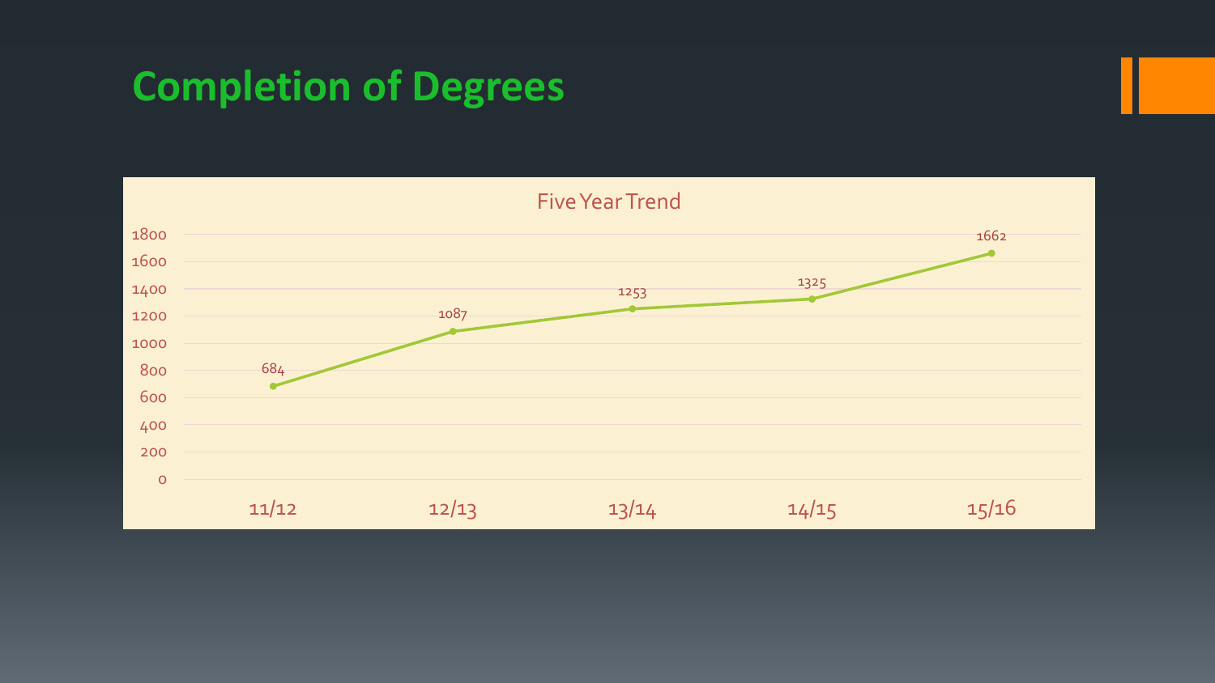# Completion of Degrees

Five Year Trend

| Year | Degrees |
|---|---|
| 11/12 | 684 |
| 12/13 | 1087 |
| 13/14 | 1253 |
| 14/15 | 1325 |
| 15/16 | 1662 |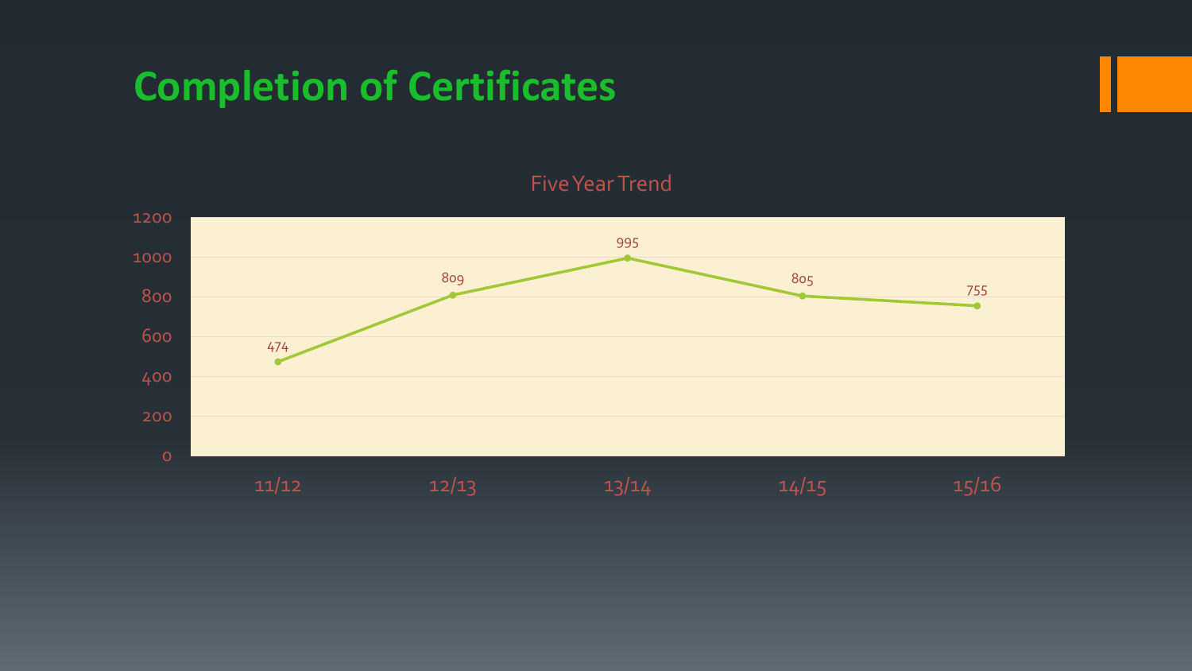# Completion of Certificates

Five Year Trend

| Year | Certificates |
| --- | --- |
| 11/12 | 474 |
| 12/13 | 809 |
| 13/14 | 995 |
| 14/15 | 805 |
| 15/16 | 755 |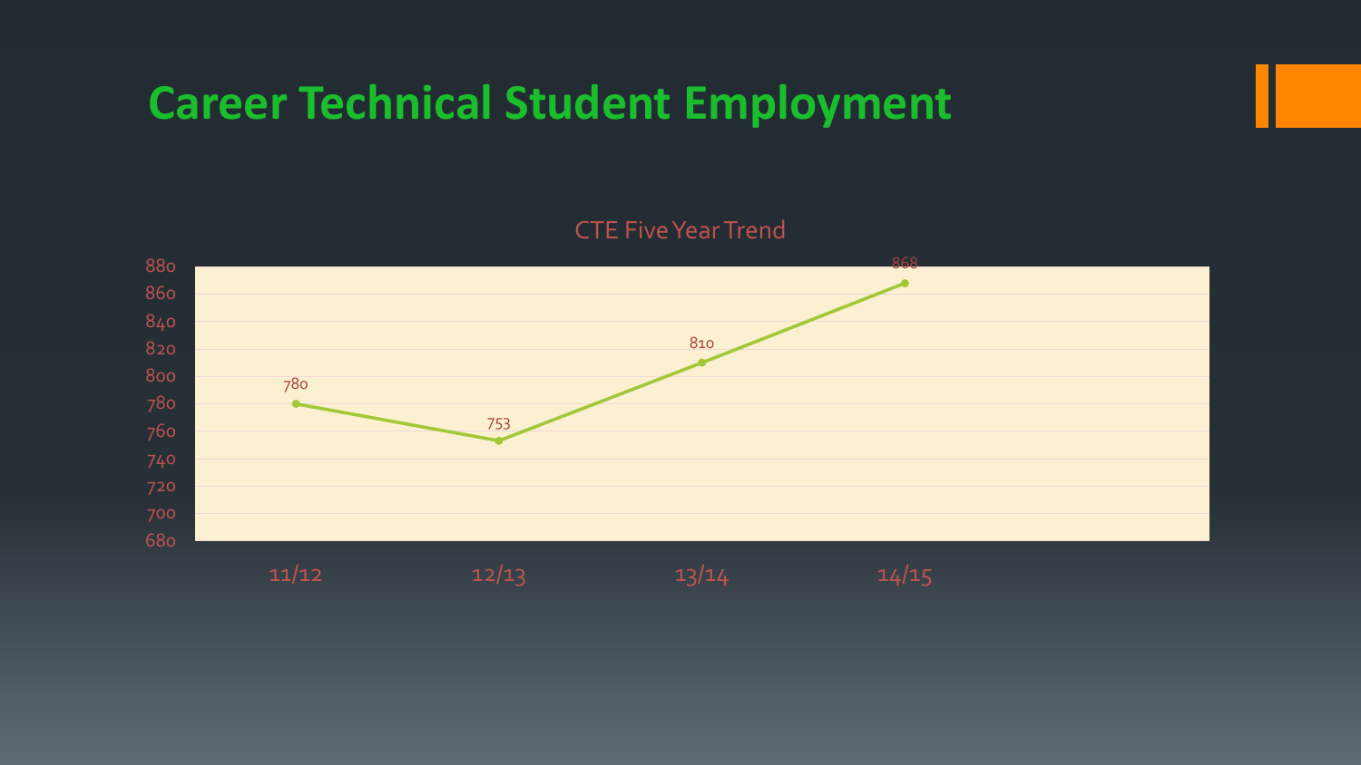# Career Technical Student Employment

CTE Five Year Trend

| Year | Value |
|---|---|
| 11/12 | 780 |
| 12/13 | 753 |
| 13/14 | 810 |
| 14/15 | 868 |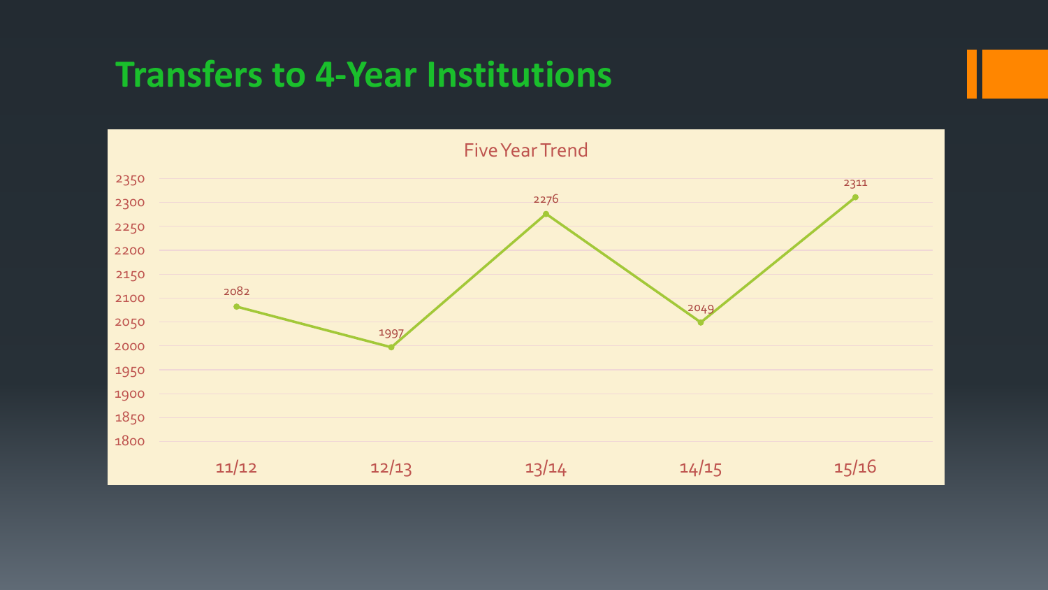# Transfers to 4-Year Institutions

**Five Year Trend**

| Year | Transfers |
| --- | --- |
| 11/12 | 2082 |
| 12/13 | 1997 |
| 13/14 | 2276 |
| 14/15 | 2049 |
| 15/16 | 2311 |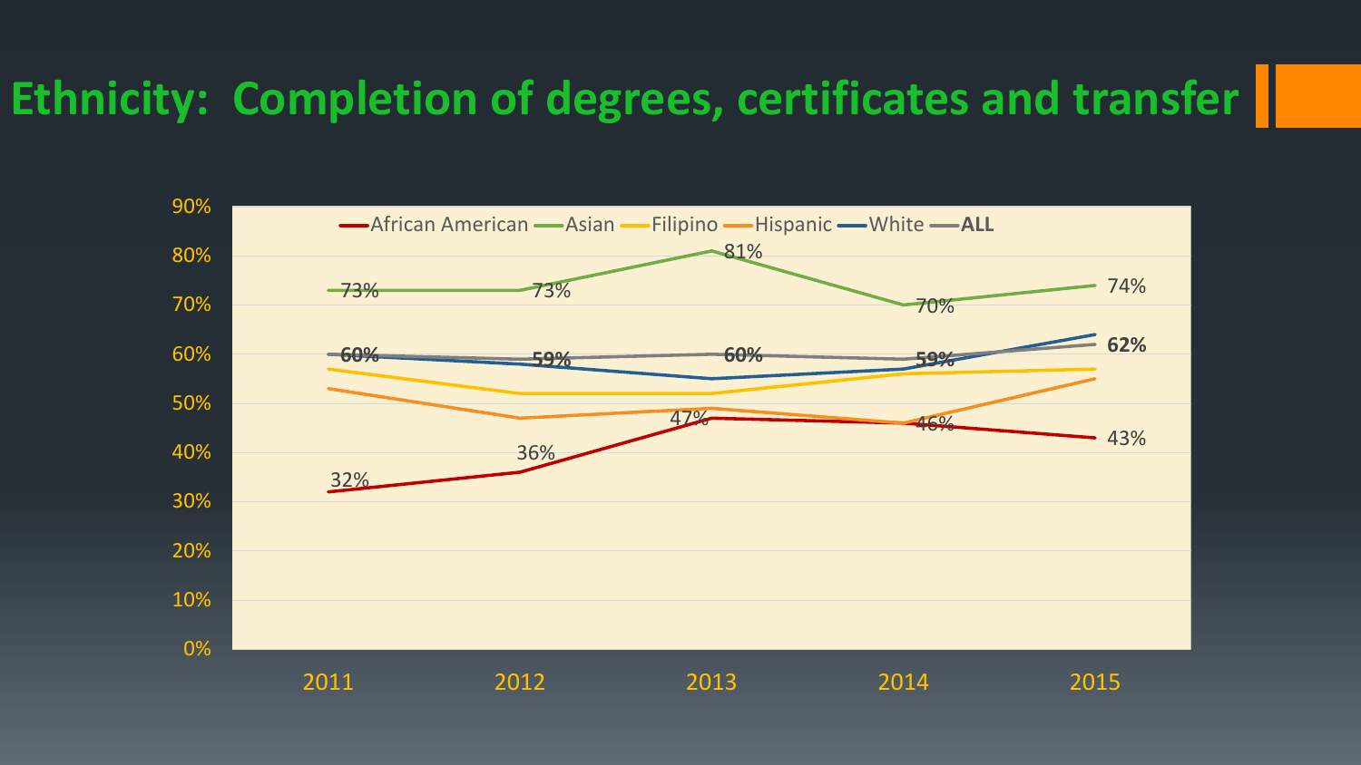# Ethnicity: Completion of degrees, certificates and transfer

| | 2011 | 2012 | 2013 | 2014 | 2015 |
|---|---|---|---|---|---|
| African American | 32% | 36% | 47% | 46% | 43% |
| Asian | 73% | 73% | 81% | 70% | 74% |
| ALL | 60% | 59% | 60% | 59% | 62% |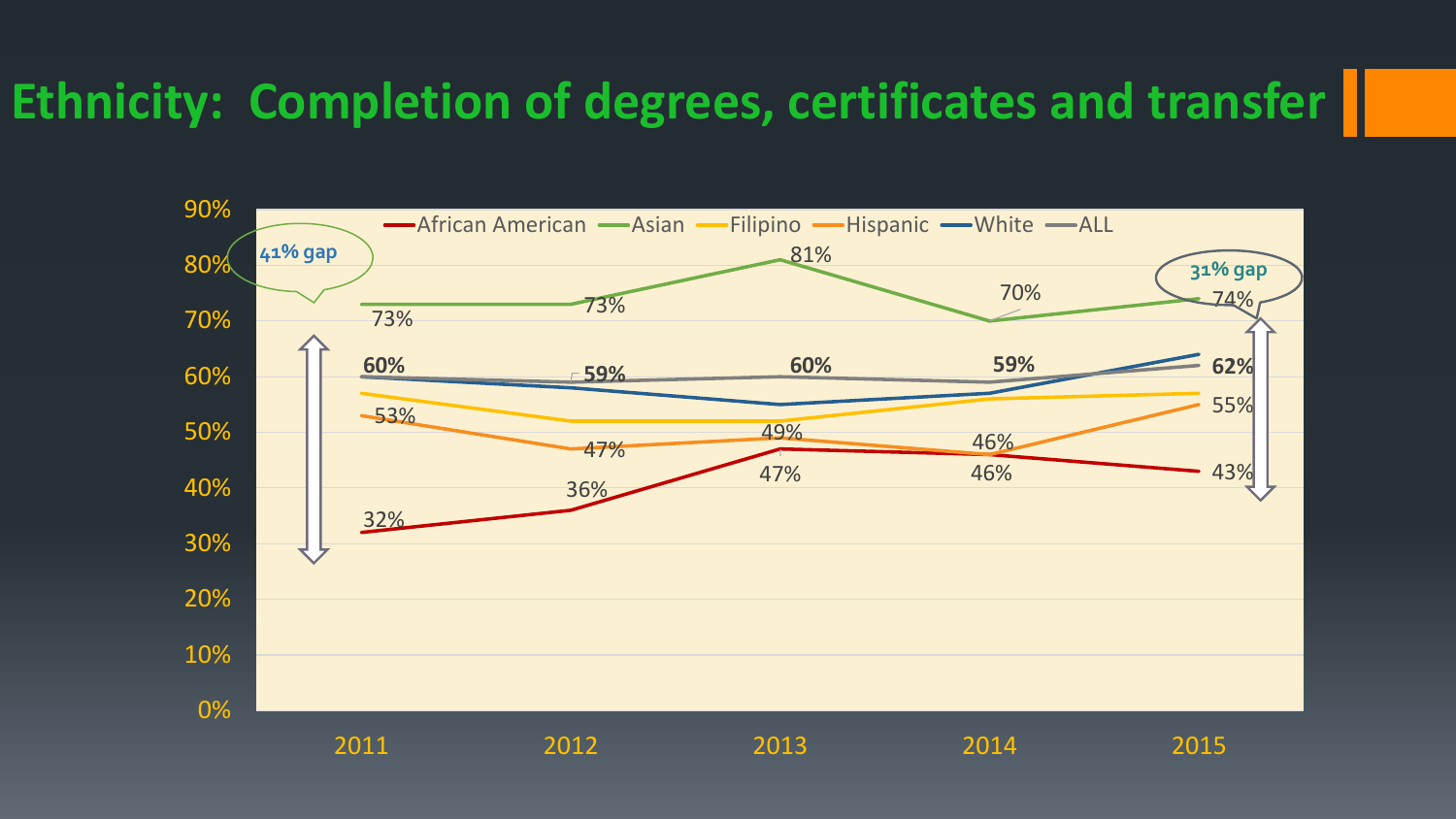# Ethnicity: Completion of degrees, certificates and transfer

| Ethnicity | 2011 | 2012 | 2013 | 2014 | 2015 |
|---|---|---|---|---|---|
| African American | 32% | 36% | 47% | 46% | 43% |
| Asian | 73% | 73% | 81% | 70% | 74% |
| Hispanic | 53% | 47% | 49% | 46% | 55% |
| ALL | 60% | 59% | 60% | 59% | 62% |

41% gap (2011)

31% gap (2015)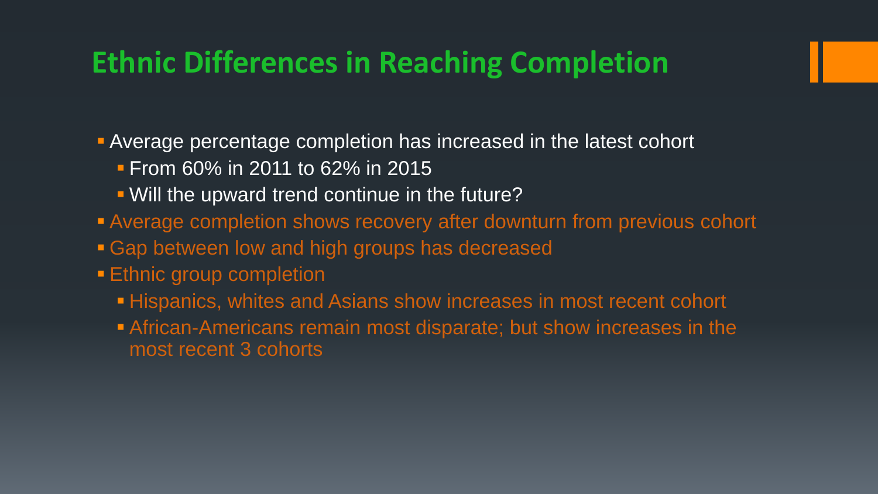# Ethnic Differences in Reaching Completion

- Average percentage completion has increased in the latest cohort
  - From 60% in 2011 to 62% in 2015
  - Will the upward trend continue in the future?
- Average completion shows recovery after downturn from previous cohort
- Gap between low and high groups has decreased
- Ethnic group completion
  - Hispanics, whites and Asians show increases in most recent cohort
  - African-Americans remain most disparate; but show increases in the most recent 3 cohorts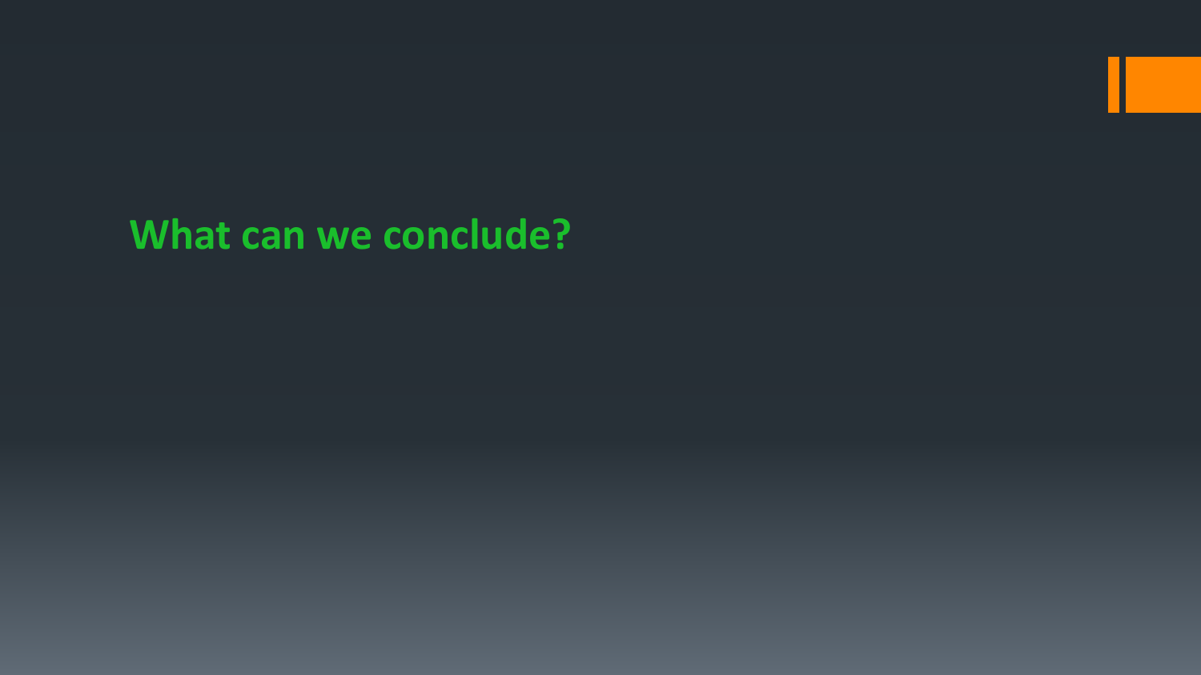# What can we conclude?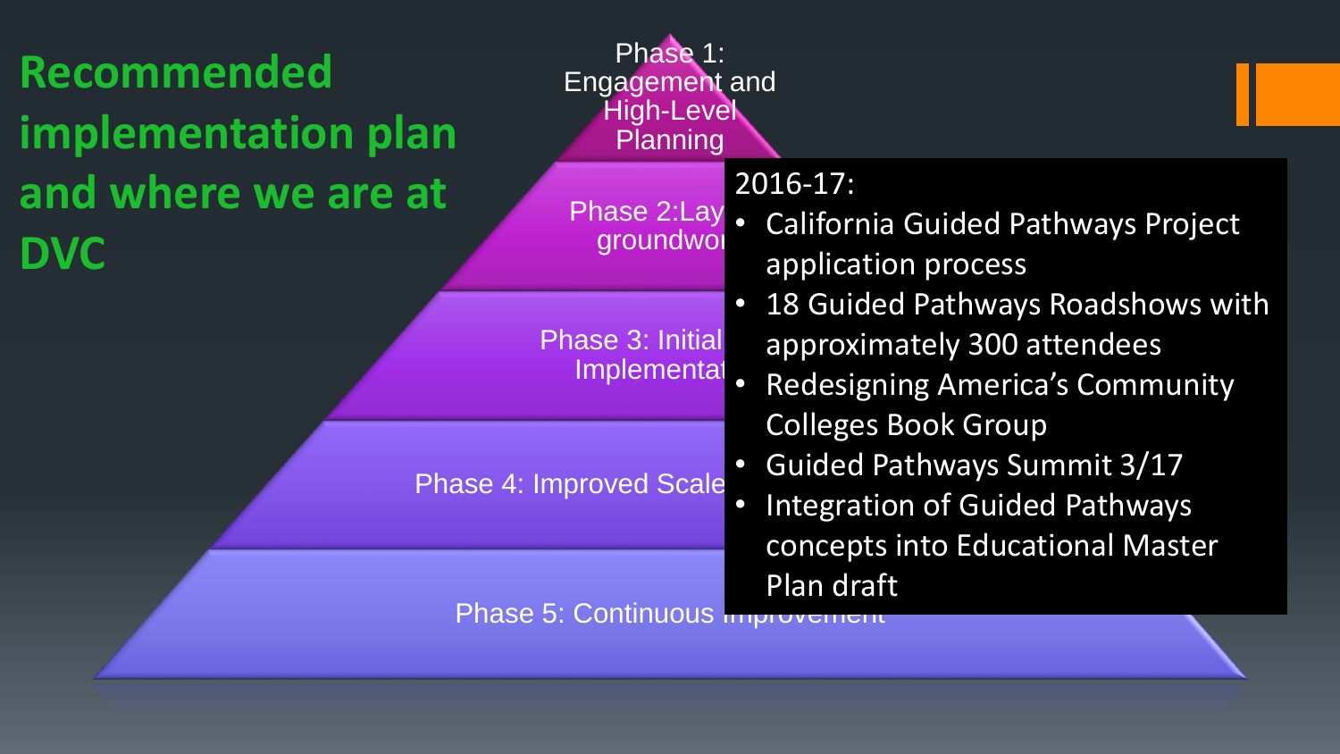# Recommended implementation plan and where we are at DVC

Phase 1: Engagement and High-Level Planning

Phase 2:Lay groundwo

Phase 3: Initial Implementat

Phase 4: Improved Scale

Phase 5: Continuous Improvement

2016-17:

- California Guided Pathways Project application process
- 18 Guided Pathways Roadshows with approximately 300 attendees
- Redesigning America's Community Colleges Book Group
- Guided Pathways Summit 3/17
- Integration of Guided Pathways concepts into Educational Master Plan draft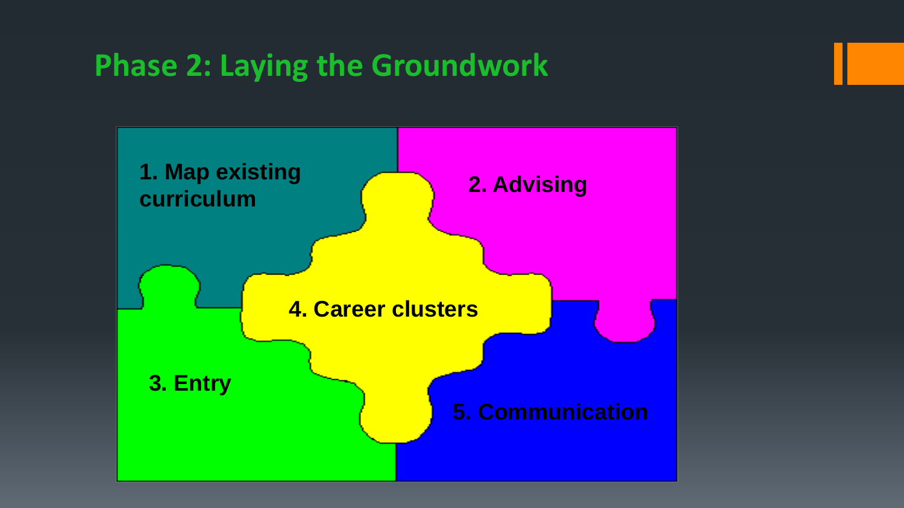# Phase 2: Laying the Groundwork

1. Map existing curriculum
2. Advising
3. Entry
4. Career clusters
5. Communication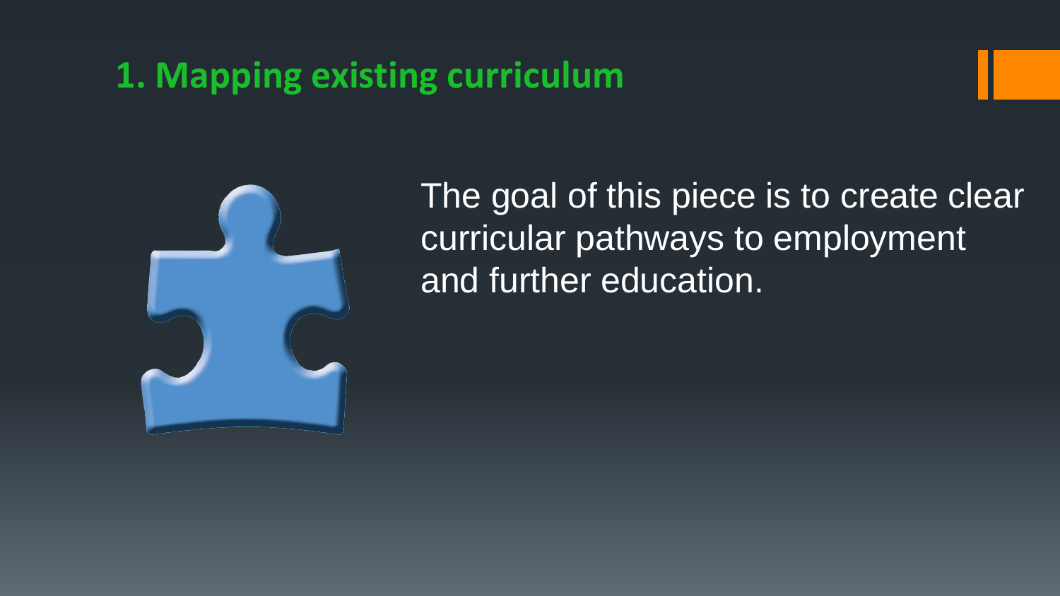# 1. Mapping existing curriculum

The goal of this piece is to create clear curricular pathways to employment and further education.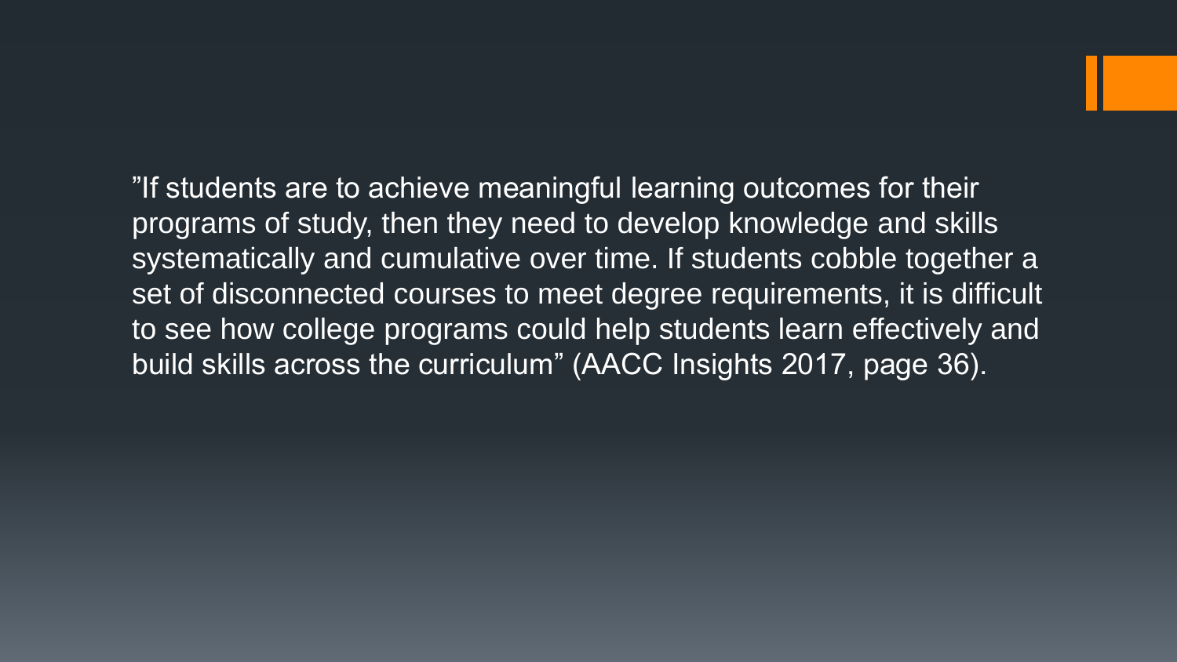”If students are to achieve meaningful learning outcomes for their programs of study, then they need to develop knowledge and skills systematically and cumulative over time. If students cobble together a set of disconnected courses to meet degree requirements, it is difficult to see how college programs could help students learn effectively and build skills across the curriculum” (AACC Insights 2017, page 36).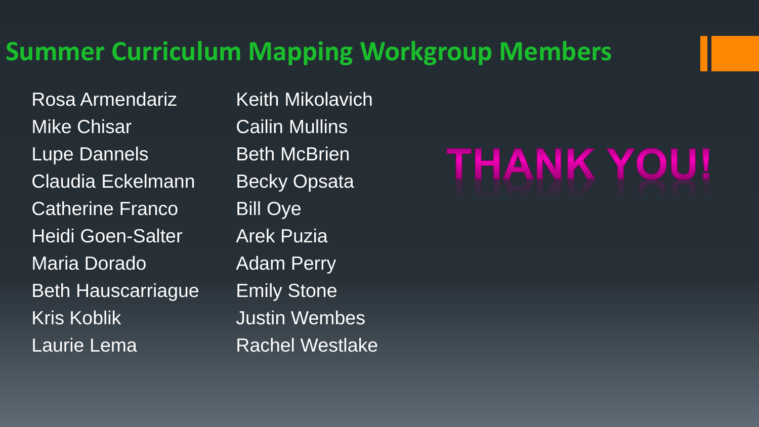# Summer Curriculum Mapping Workgroup Members

- Rosa Armendariz
- Mike Chisar
- Lupe Dannels
- Claudia Eckelmann
- Catherine Franco
- Heidi Goen-Salter
- Maria Dorado
- Beth Hauscarriague
- Kris Koblik
- Laurie Lema
- Keith Mikolavich
- Cailin Mullins
- Beth McBrien
- Becky Opsata
- Bill Oye
- Arek Puzia
- Adam Perry
- Emily Stone
- Justin Wembes
- Rachel Westlake

**THANK YOU!**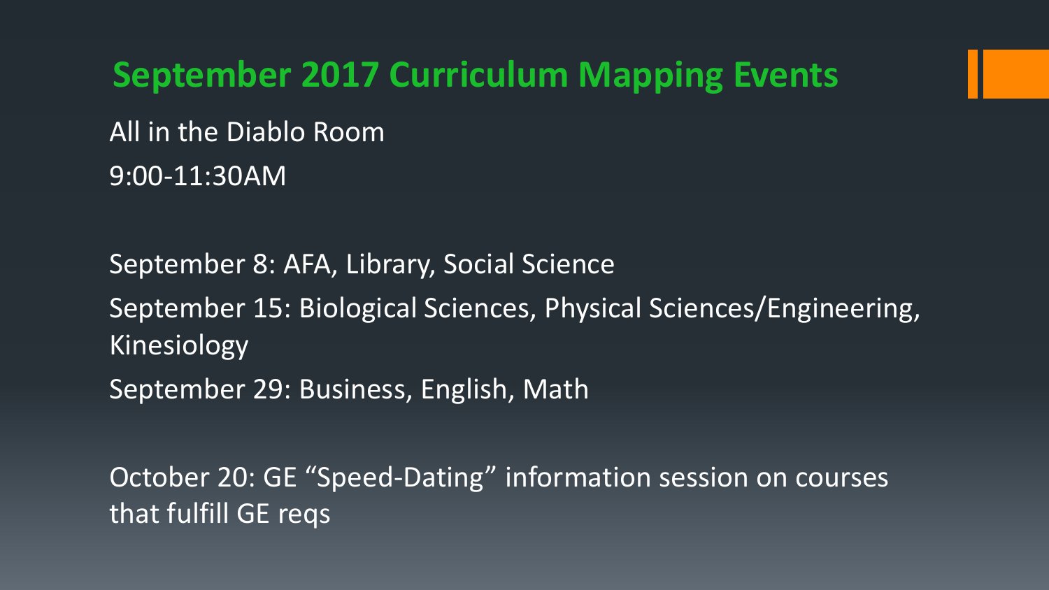## September 2017 Curriculum Mapping Events

All in the Diablo Room

9:00-11:30AM

September 8: AFA, Library, Social Science

September 15: Biological Sciences, Physical Sciences/Engineering, Kinesiology

September 29: Business, English, Math

October 20: GE “Speed-Dating” information session on courses that fulfill GE reqs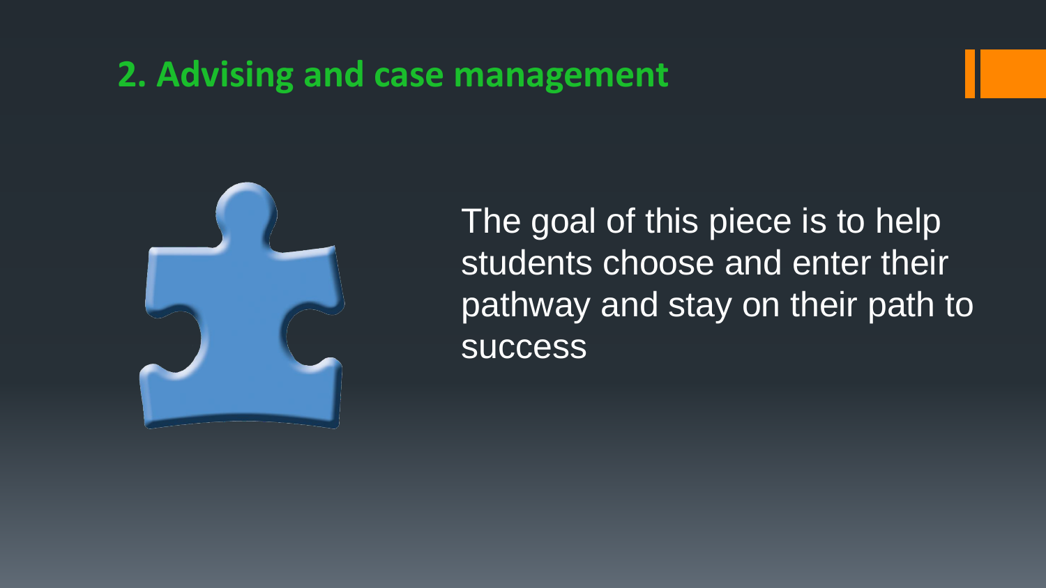## 2. Advising and case management

The goal of this piece is to help students choose and enter their pathway and stay on their path to success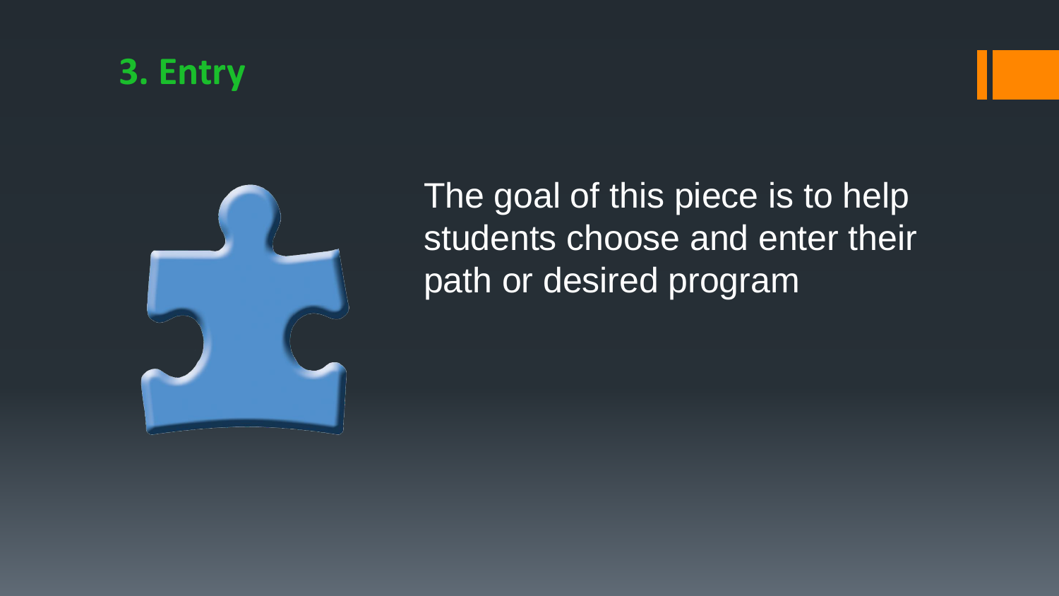## 3. Entry

The goal of this piece is to help students choose and enter their path or desired program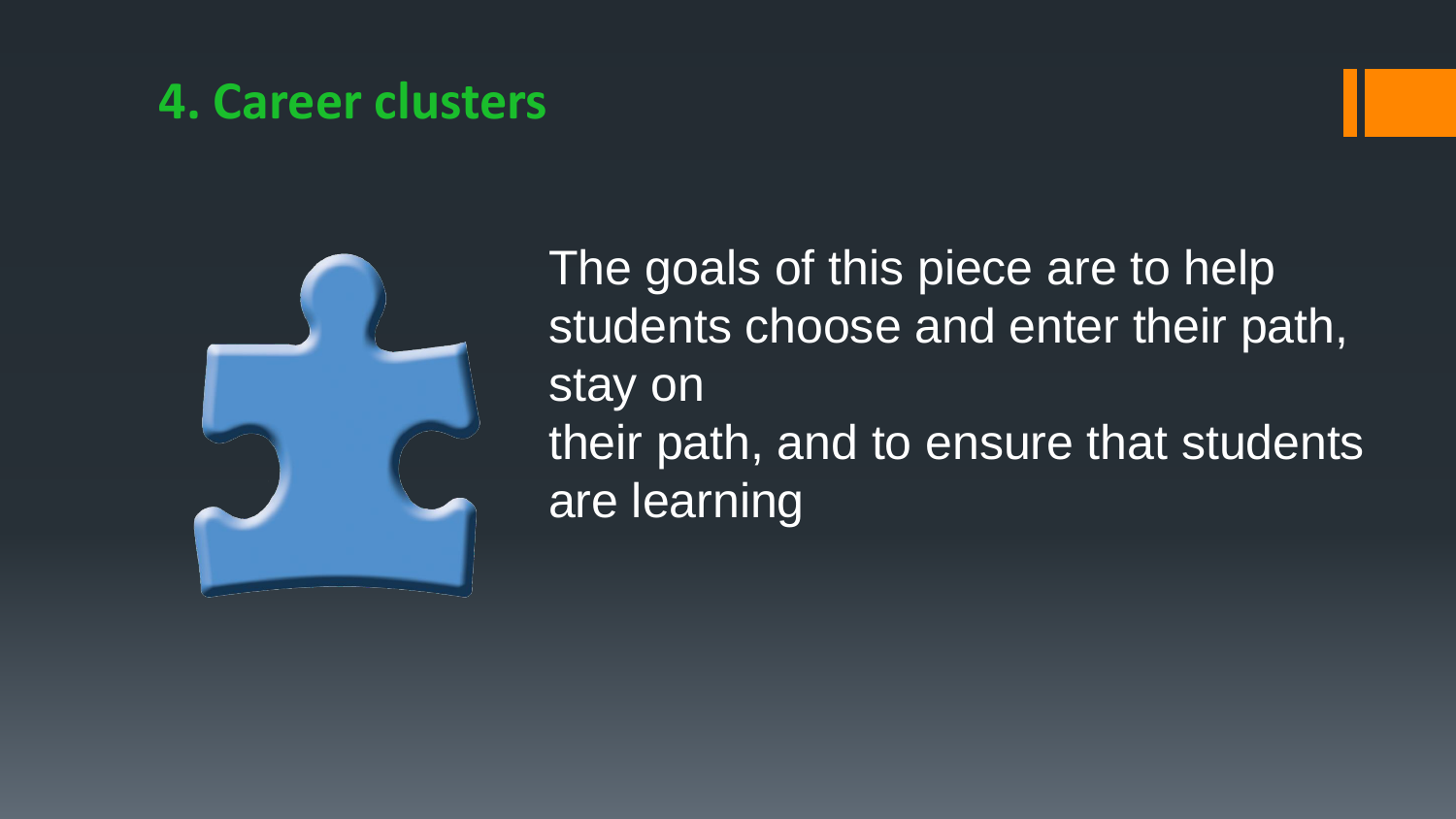# 4. Career clusters

The goals of this piece are to help students choose and enter their path, stay on their path, and to ensure that students are learning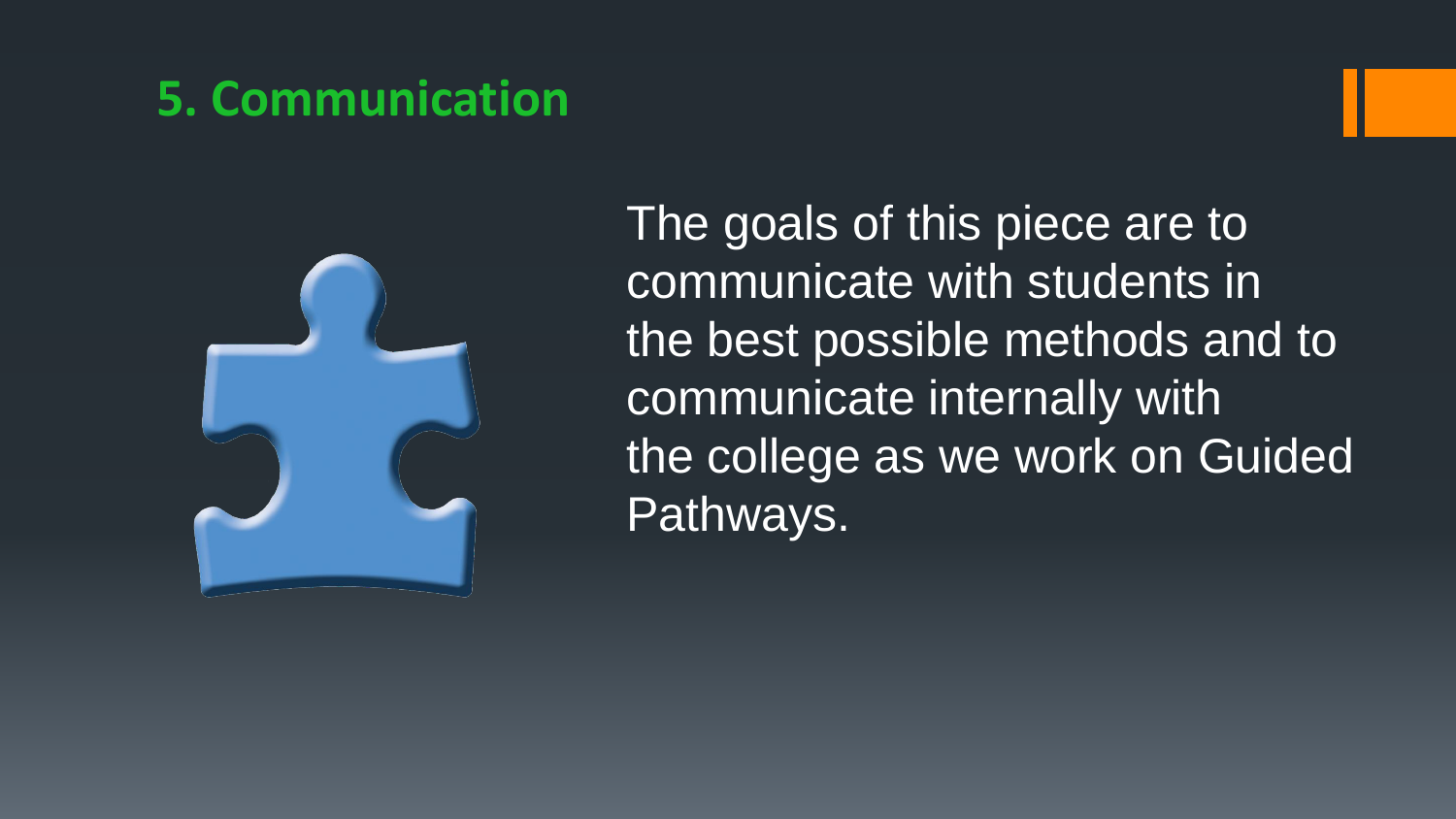## 5. Communication

The goals of this piece are to communicate with students in the best possible methods and to communicate internally with the college as we work on Guided Pathways.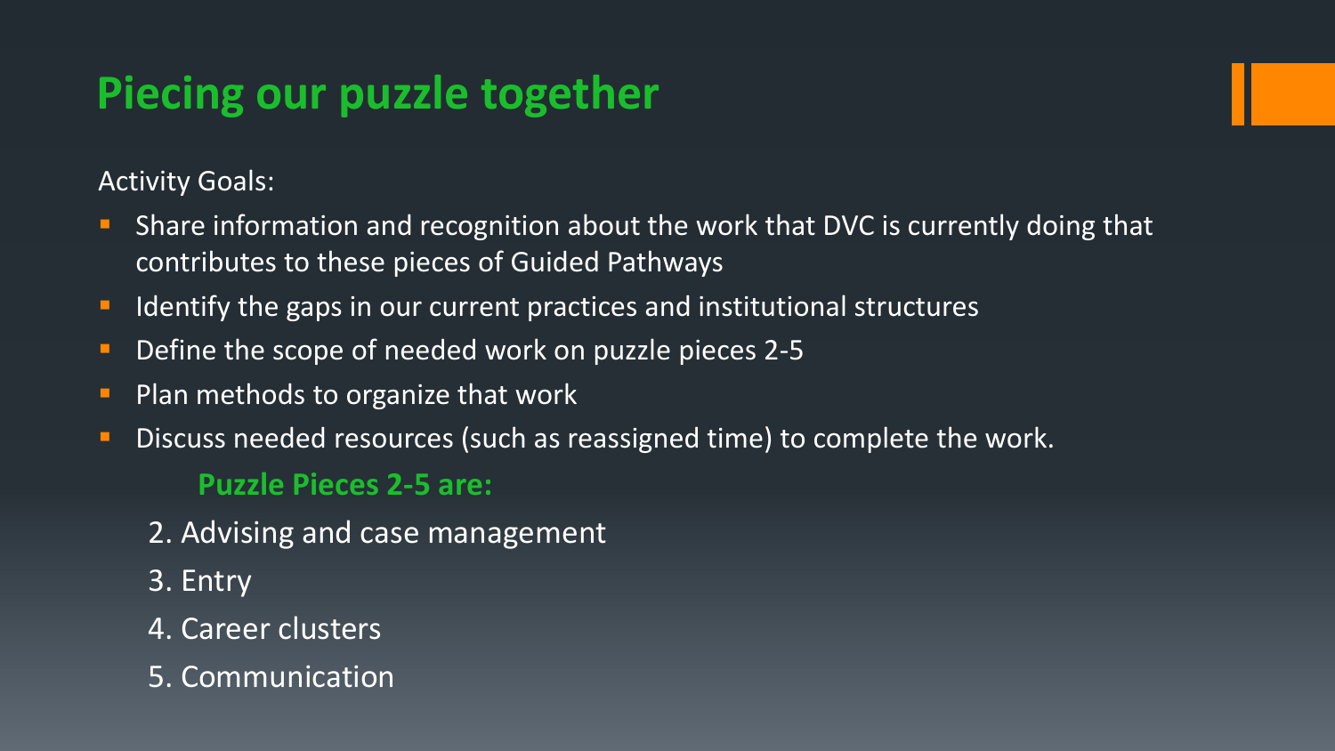# Piecing our puzzle together

Activity Goals:

- Share information and recognition about the work that DVC is currently doing that contributes to these pieces of Guided Pathways
- Identify the gaps in our current practices and institutional structures
- Define the scope of needed work on puzzle pieces 2-5
- Plan methods to organize that work
- Discuss needed resources (such as reassigned time) to complete the work.

**Puzzle Pieces 2-5 are:**

2. Advising and case management
3. Entry
4. Career clusters
5. Communication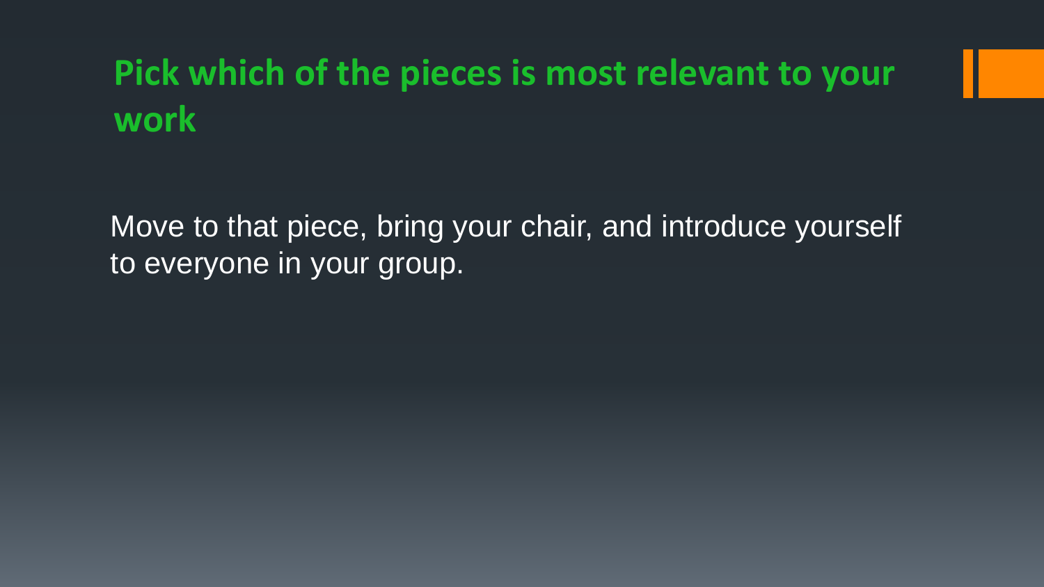# Pick which of the pieces is most relevant to your work

Move to that piece, bring your chair, and introduce yourself to everyone in your group.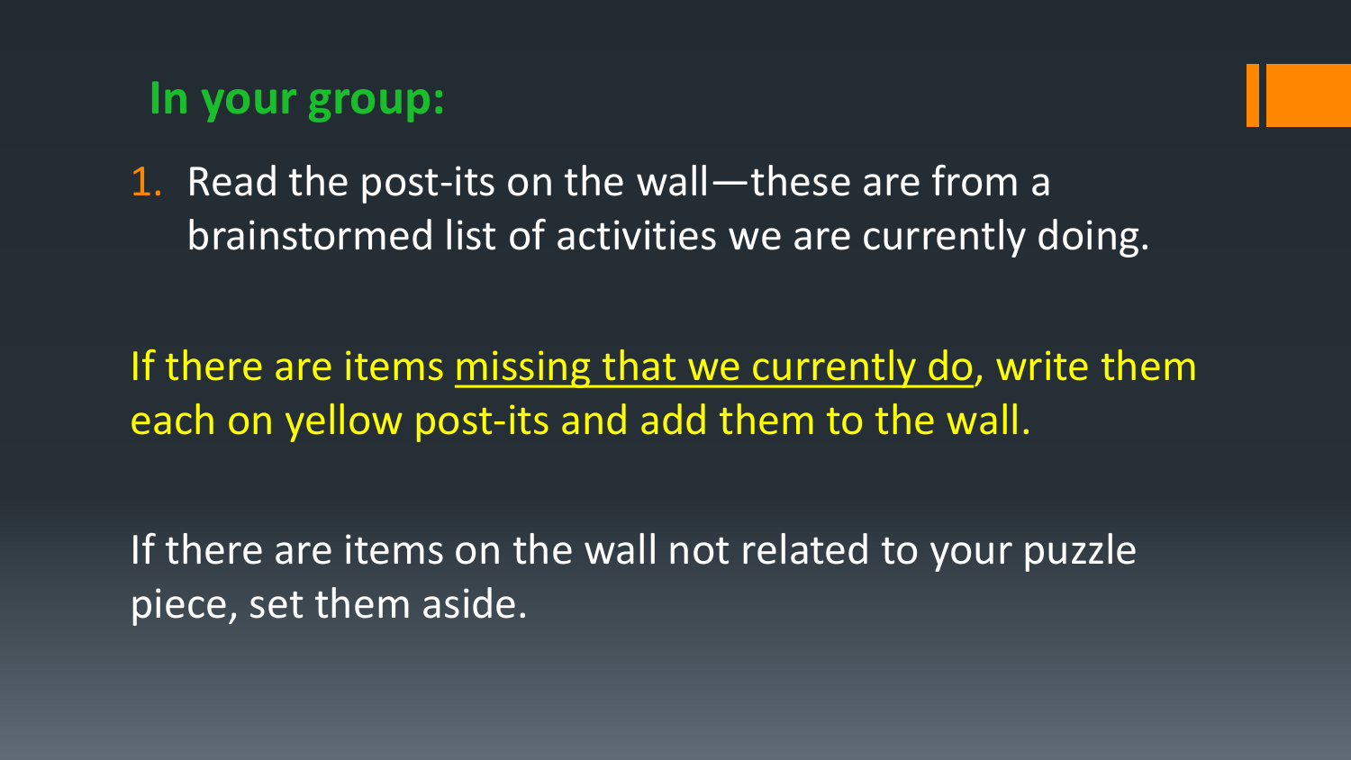## In your group:

1. Read the post-its on the wall—these are from a brainstormed list of activities we are currently doing.

If there are items <u>missing that we currently do</u>, write them each on yellow post-its and add them to the wall.

If there are items on the wall not related to your puzzle piece, set them aside.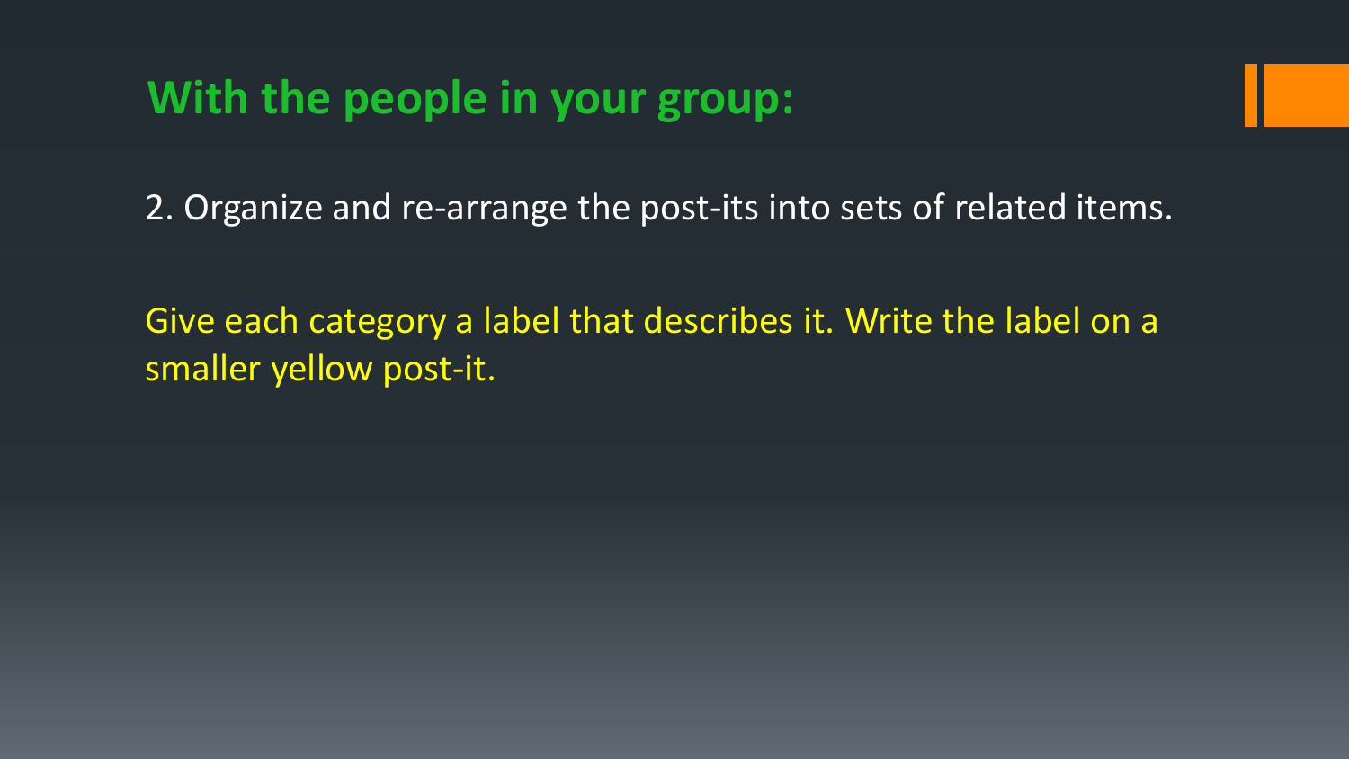## With the people in your group:

2. Organize and re-arrange the post-its into sets of related items.

Give each category a label that describes it. Write the label on a smaller yellow post-it.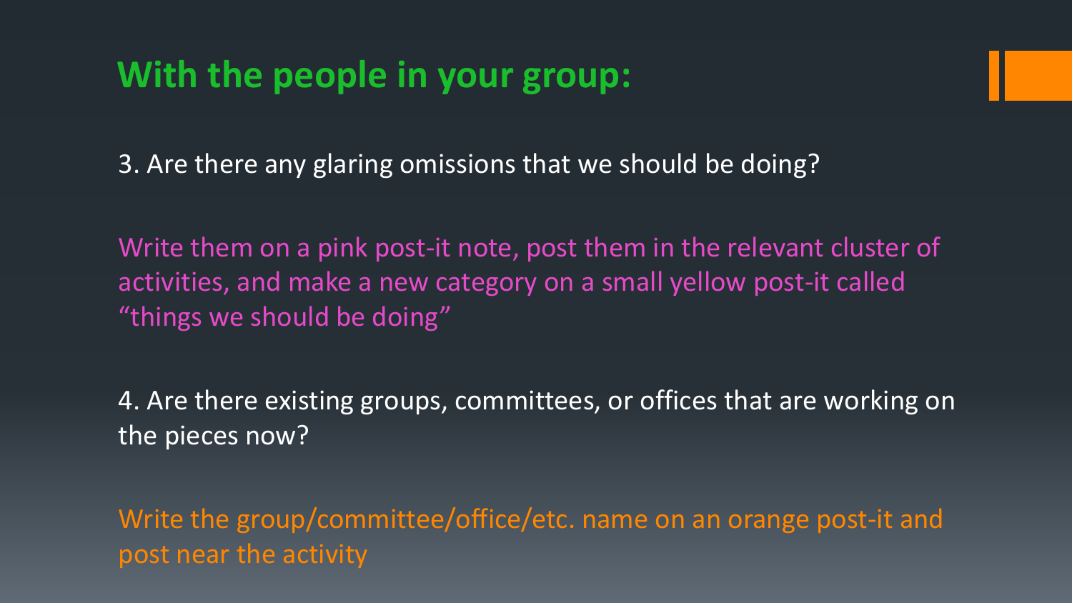## With the people in your group:

3. Are there any glaring omissions that we should be doing?

Write them on a pink post-it note, post them in the relevant cluster of activities, and make a new category on a small yellow post-it called "things we should be doing"

4. Are there existing groups, committees, or offices that are working on the pieces now?

Write the group/committee/office/etc. name on an orange post-it and post near the activity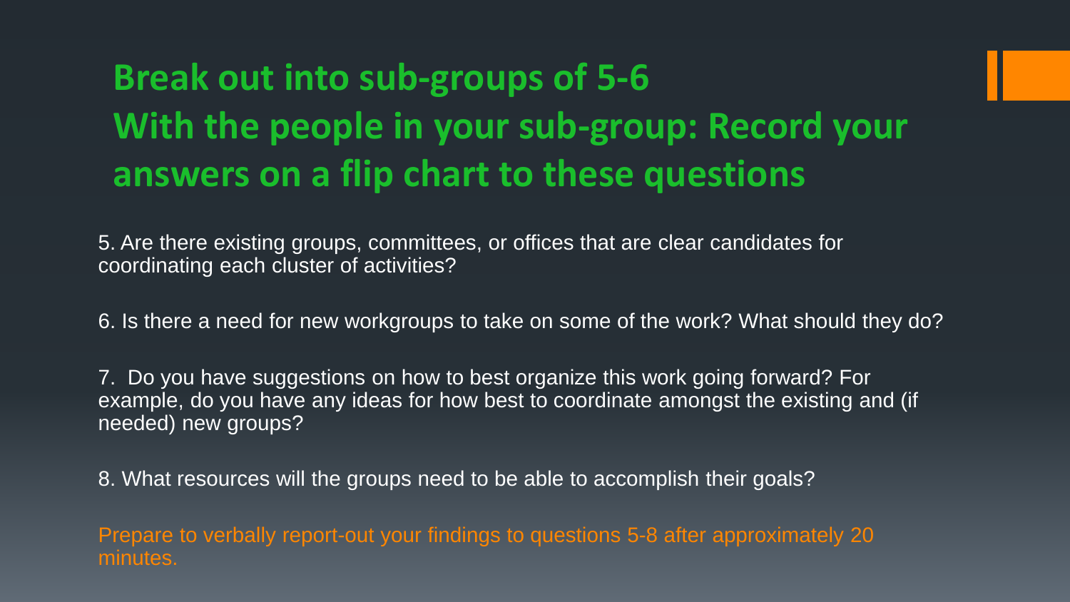# Break out into sub-groups of 5-6
# With the people in your sub-group: Record your answers on a flip chart to these questions

5. Are there existing groups, committees, or offices that are clear candidates for coordinating each cluster of activities?

6. Is there a need for new workgroups to take on some of the work? What should they do?

7. Do you have suggestions on how to best organize this work going forward? For example, do you have any ideas for how best to coordinate amongst the existing and (if needed) new groups?

8. What resources will the groups need to be able to accomplish their goals?

Prepare to verbally report-out your findings to questions 5-8 after approximately 20 minutes.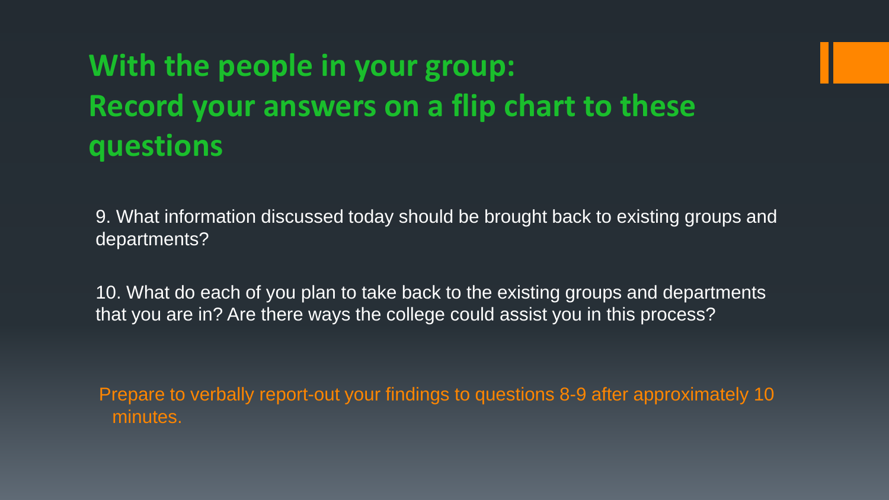# With the people in your group: Record your answers on a flip chart to these questions

9. What information discussed today should be brought back to existing groups and departments?

10. What do each of you plan to take back to the existing groups and departments that you are in? Are there ways the college could assist you in this process?

Prepare to verbally report-out your findings to questions 8-9 after approximately 10 minutes.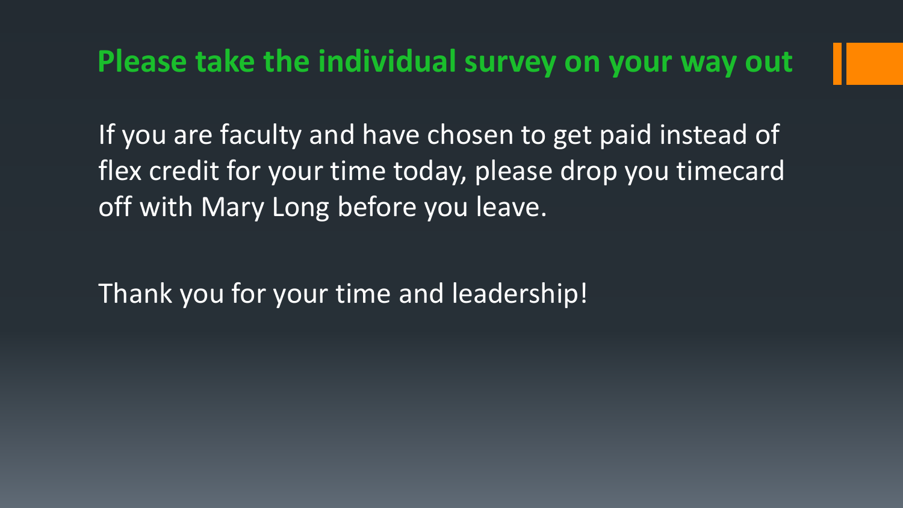# Please take the individual survey on your way out

If you are faculty and have chosen to get paid instead of flex credit for your time today, please drop you timecard off with Mary Long before you leave.

Thank you for your time and leadership!